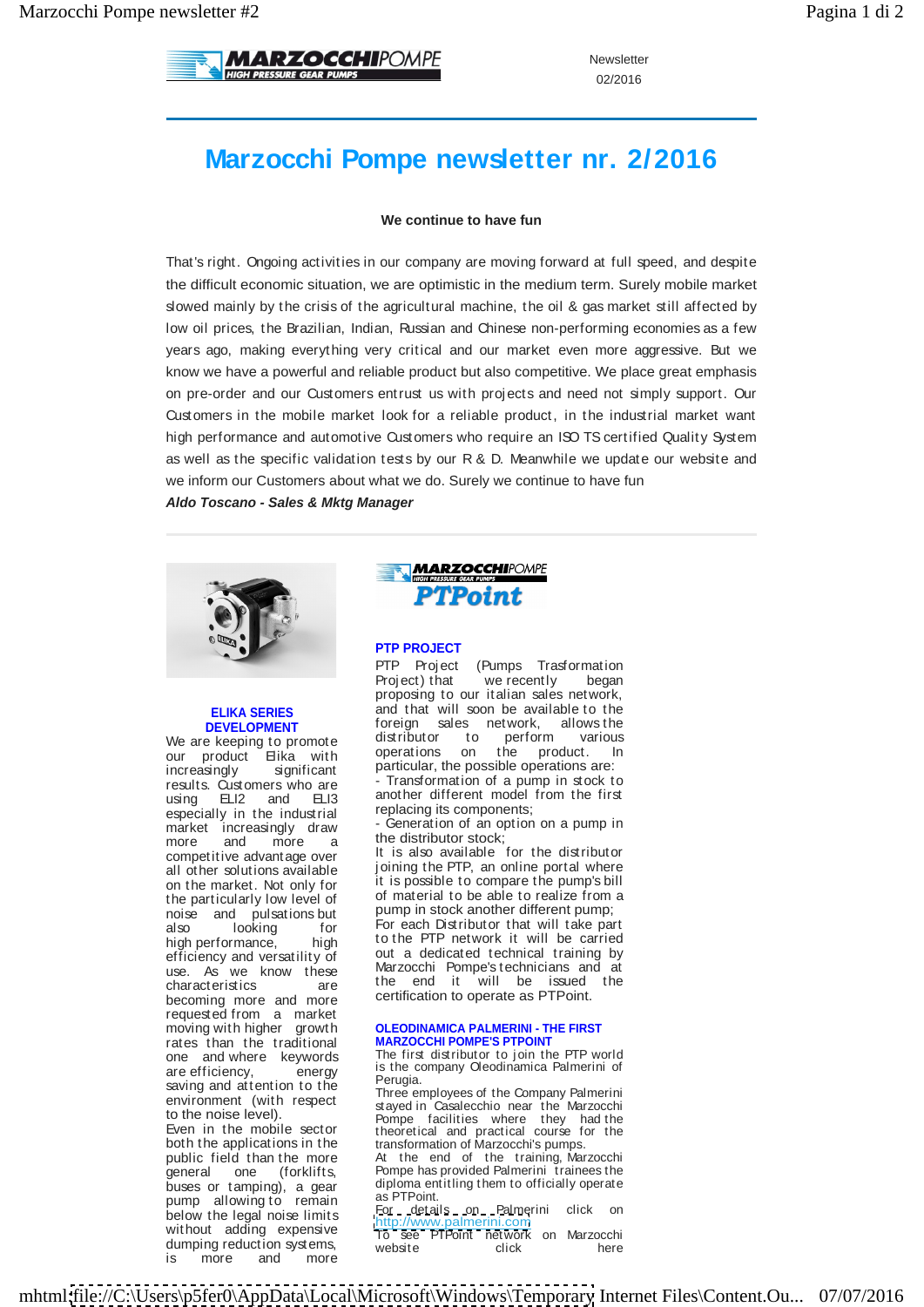Newsletter
02/2016

# Marzocchi Pompe newsletter nr. 2/2016

**We continue to have fun**

That's right. Ongoing activities in our company are moving forward at full speed, and despite the difficult economic situation, we are optimistic in the medium term. Surely mobile market slowed mainly by the crisis of the agricultural machine, the oil & gas market still affected by low oil prices, the Brazilian, Indian, Russian and Chinese non-performing economies as a few years ago, making everything very critical and our market even more aggressive. But we know we have a powerful and reliable product but also competitive. We place great emphasis on pre-order and our Customers entrust us with projects and need not simply support. Our Customers in the mobile market look for a reliable product, in the industrial market want high performance and automotive Customers who require an ISO TS certified Quality System as well as the specific validation tests by our R & D. Meanwhile we update our website and we inform our Customers about what we do. Surely we continue to have fun

***Aldo Toscano - Sales & Mktg Manager***

### ELIKA SERIES DEVELOPMENT

We are keeping to promote our product Elika with increasingly significant results. Customers who are using ELI2 and ELI3 especially in the industrial market increasingly draw more and more a competitive advantage over all other solutions available on the market. Not only for the particularly low level of noise and pulsations but also looking for high performance, high efficiency and versatility of use. As we know these characteristics are becoming more and more requested from a market moving with higher growth rates than the traditional one and where keywords are efficiency, energy saving and attention to the environment (with respect to the noise level).
Even in the mobile sector both the applications in the public field than the more general one (forklifts, buses or tamping), a gear pump allowing to remain below the legal noise limits without adding expensive dumping reduction systems, is more and more

### PTP PROJECT

PTP Project (Pumps Trasformation Project) that we recently began proposing to our italian sales network, and that will soon be available to the foreign sales network, allows the distributor to perform various operations on the product. In particular, the possible operations are:
- Transformation of a pump in stock to another different model from the first replacing its components;
- Generation of an option on a pump in the distributor stock;

It is also available for the distributor joining the PTP, an online portal where it is possible to compare the pump's bill of material to be able to realize from a pump in stock another different pump;
For each Distributor that will take part to the PTP network it will be carried out a dedicated technical training by Marzocchi Pompe's technicians and at the end it will be issued the certification to operate as PTPoint.

### OLEODINAMICA PALMERINI - THE FIRST MARZOCCHI POMPE'S PTPOINT

The first distributor to join the PTP world is the company Oleodinamica Palmerini of Perugia.
Three employees of the Company Palmerini stayed in Casalecchio near the Marzocchi Pompe facilities where they had the theoretical and practical course for the transformation of Marzocchi's pumps.
At the end of the training, Marzocchi Pompe has provided Palmerini trainees the diploma entitling them to officially operate as PTPoint.
For details on Palmerini click on http://www.palmerini.com
To see PTPoint network on Marzocchi website click here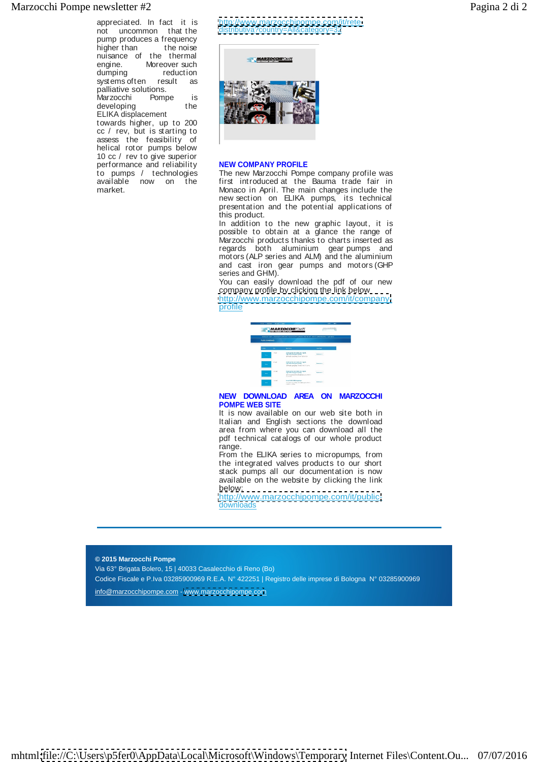appreciated. In fact it is not uncommon that the pump produces a frequency higher than the noise nuisance of the thermal engine. Moreover such dumping reduction systems often result as palliative solutions.
Marzocchi Pompe is developing the ELIKA displacement towards higher, up to 200 cc / rev, but is starting to assess the feasibility of helical rotor pumps below 10 cc / rev to give superior performance and reliability to pumps / technologies available now on the market.

http://www.marzocchipompe.com/it/rete-distributiva?country=All&category=32

### NEW COMPANY PROFILE

The new Marzocchi Pompe company profile was first introduced at the Bauma trade fair in Monaco in April. The main changes include the new section on ELIKA pumps, its technical presentation and the potential applications of this product.
In addition to the new graphic layout, it is possible to obtain at a glance the range of Marzocchi products thanks to charts inserted as regards both aluminium gear pumps and motors (ALP series and ALM) and the aluminium and cast iron gear pumps and motors (GHP series and GHM).
You can easily download the pdf of our new company profile by clicking the link below.
http://www.marzocchipompe.com/it/company-profile

### NEW DOWNLOAD AREA ON MARZOCCHI POMPE WEB SITE

It is now available on our web site both in Italian and English sections the download area from where you can download all the pdf technical catalogs of our whole product range.
From the ELIKA series to micropumps, from the integrated valves products to our short stack pumps all our documentation is now available on the website by clicking the link below:
http://www.marzocchipompe.com/it/public-downloads

---

**© 2015 Marzocchi Pompe**
Via 63° Brigata Bolero, 15 | 40033 Casalecchio di Reno (Bo)
Codice Fiscale e P.Iva 03285900969 R.E.A. N° 422251 | Registro delle imprese di Bologna N° 03285900969
info@marzocchipompe.com - www.marzocchipompe.com